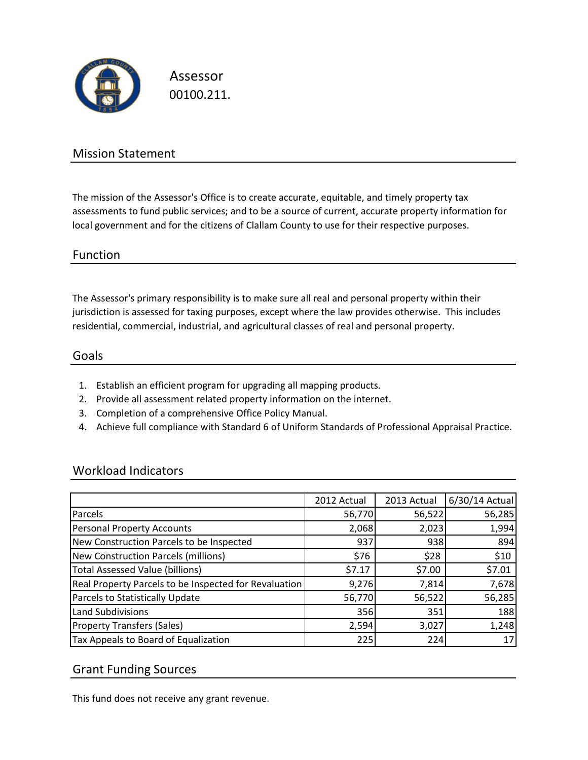# Assessor

00100.211.

## Mission Statement

The mission of the Assessor's Office is to create accurate, equitable, and timely property tax assessments to fund public services; and to be a source of current, accurate property information for local government and for the citizens of Clallam County to use for their respective purposes.

## Function

The Assessor's primary responsibility is to make sure all real and personal property within their jurisdiction is assessed for taxing purposes, except where the law provides otherwise. This includes residential, commercial, industrial, and agricultural classes of real and personal property.

## Goals

1. Establish an efficient program for upgrading all mapping products.
2. Provide all assessment related property information on the internet.
3. Completion of a comprehensive Office Policy Manual.
4. Achieve full compliance with Standard 6 of Uniform Standards of Professional Appraisal Practice.

## Workload Indicators

| | 2012 Actual | 2013 Actual | 6/30/14 Actual |
|---|---|---|---|
| Parcels | 56,770 | 56,522 | 56,285 |
| Personal Property Accounts | 2,068 | 2,023 | 1,994 |
| New Construction Parcels to be Inspected | 937 | 938 | 894 |
| New Construction Parcels (millions) | $76 | $28 | $10 |
| Total Assessed Value (billions) | $7.17 | $7.00 | $7.01 |
| Real Property Parcels to be Inspected for Revaluation | 9,276 | 7,814 | 7,678 |
| Parcels to Statistically Update | 56,770 | 56,522 | 56,285 |
| Land Subdivisions | 356 | 351 | 188 |
| Property Transfers (Sales) | 2,594 | 3,027 | 1,248 |
| Tax Appeals to Board of Equalization | 225 | 224 | 17 |

## Grant Funding Sources

This fund does not receive any grant revenue.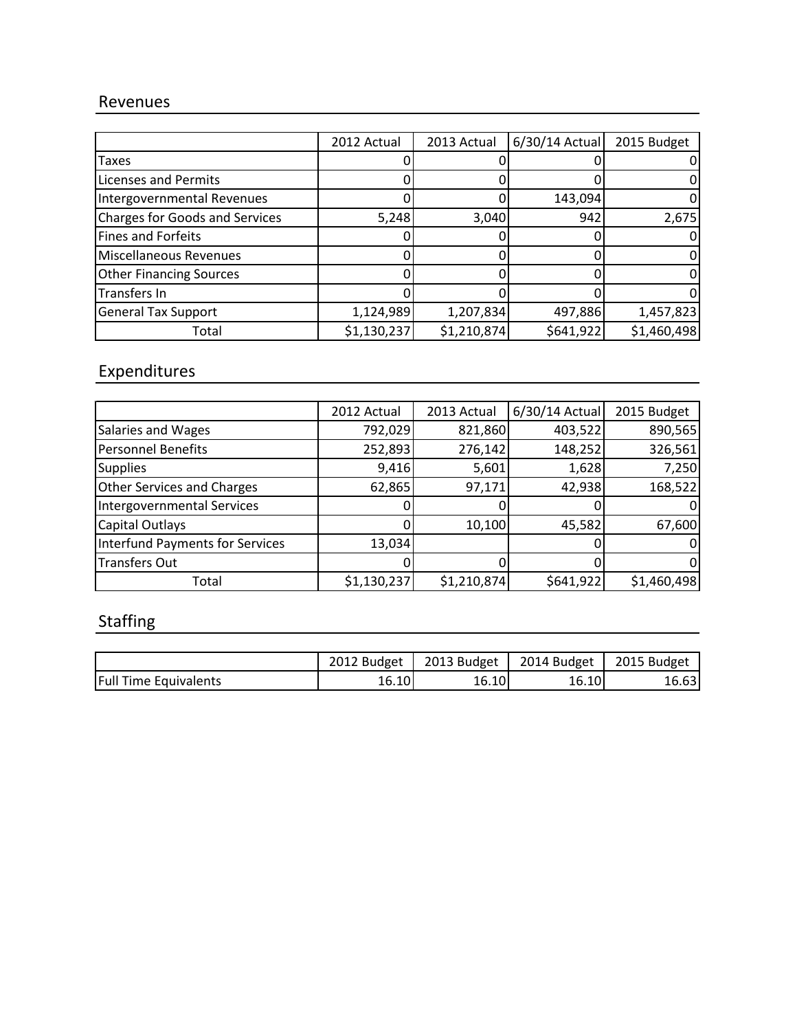## Revenues

| | 2012 Actual | 2013 Actual | 6/30/14 Actual | 2015 Budget |
|---|---|---|---|---|
| Taxes | 0 | 0 | 0 | 0 |
| Licenses and Permits | 0 | 0 | 0 | 0 |
| Intergovernmental Revenues | 0 | 0 | 143,094 | 0 |
| Charges for Goods and Services | 5,248 | 3,040 | 942 | 2,675 |
| Fines and Forfeits | 0 | 0 | 0 | 0 |
| Miscellaneous Revenues | 0 | 0 | 0 | 0 |
| Other Financing Sources | 0 | 0 | 0 | 0 |
| Transfers In | 0 | 0 | 0 | 0 |
| General Tax Support | 1,124,989 | 1,207,834 | 497,886 | 1,457,823 |
| Total | $1,130,237 | $1,210,874 | $641,922 | $1,460,498 |

## Expenditures

| | 2012 Actual | 2013 Actual | 6/30/14 Actual | 2015 Budget |
|---|---|---|---|---|
| Salaries and Wages | 792,029 | 821,860 | 403,522 | 890,565 |
| Personnel Benefits | 252,893 | 276,142 | 148,252 | 326,561 |
| Supplies | 9,416 | 5,601 | 1,628 | 7,250 |
| Other Services and Charges | 62,865 | 97,171 | 42,938 | 168,522 |
| Intergovernmental Services | 0 | 0 | 0 | 0 |
| Capital Outlays | 0 | 10,100 | 45,582 | 67,600 |
| Interfund Payments for Services | 13,034 | | 0 | 0 |
| Transfers Out | 0 | 0 | 0 | 0 |
| Total | $1,130,237 | $1,210,874 | $641,922 | $1,460,498 |

## Staffing

| | 2012 Budget | 2013 Budget | 2014 Budget | 2015 Budget |
|---|---|---|---|---|
| Full Time Equivalents | 16.10 | 16.10 | 16.10 | 16.63 |